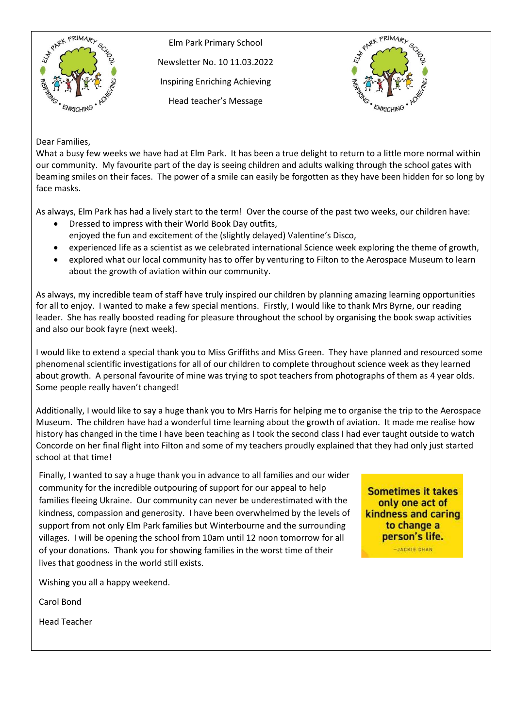Elm Park Primary School

Newsletter No. 10 11.03.2022

Inspiring Enriching Achieving

Head teacher's Message

Dear Families,

What a busy few weeks we have had at Elm Park. It has been a true delight to return to a little more normal within our community. My favourite part of the day is seeing children and adults walking through the school gates with beaming smiles on their faces. The power of a smile can easily be forgotten as they have been hidden for so long by face masks.

As always, Elm Park has had a lively start to the term! Over the course of the past two weeks, our children have:

- Dressed to impress with their World Book Day outfits,
  enjoyed the fun and excitement of the (slightly delayed) Valentine's Disco,
- experienced life as a scientist as we celebrated international Science week exploring the theme of growth,
- explored what our local community has to offer by venturing to Filton to the Aerospace Museum to learn about the growth of aviation within our community.

As always, my incredible team of staff have truly inspired our children by planning amazing learning opportunities for all to enjoy. I wanted to make a few special mentions. Firstly, I would like to thank Mrs Byrne, our reading leader. She has really boosted reading for pleasure throughout the school by organising the book swap activities and also our book fayre (next week).

I would like to extend a special thank you to Miss Griffiths and Miss Green. They have planned and resourced some phenomenal scientific investigations for all of our children to complete throughout science week as they learned about growth. A personal favourite of mine was trying to spot teachers from photographs of them as 4 year olds. Some people really haven't changed!

Additionally, I would like to say a huge thank you to Mrs Harris for helping me to organise the trip to the Aerospace Museum. The children have had a wonderful time learning about the growth of aviation. It made me realise how history has changed in the time I have been teaching as I took the second class I had ever taught outside to watch Concorde on her final flight into Filton and some of my teachers proudly explained that they had only just started school at that time!

Finally, I wanted to say a huge thank you in advance to all families and our wider community for the incredible outpouring of support for our appeal to help families fleeing Ukraine. Our community can never be underestimated with the kindness, compassion and generosity. I have been overwhelmed by the levels of support from not only Elm Park families but Winterbourne and the surrounding villages. I will be opening the school from 10am until 12 noon tomorrow for all of your donations. Thank you for showing families in the worst time of their lives that goodness in the world still exists.

**Sometimes it takes only one act of kindness and caring to change a person's life.**

—JACKIE CHAN

Wishing you all a happy weekend.

Carol Bond

Head Teacher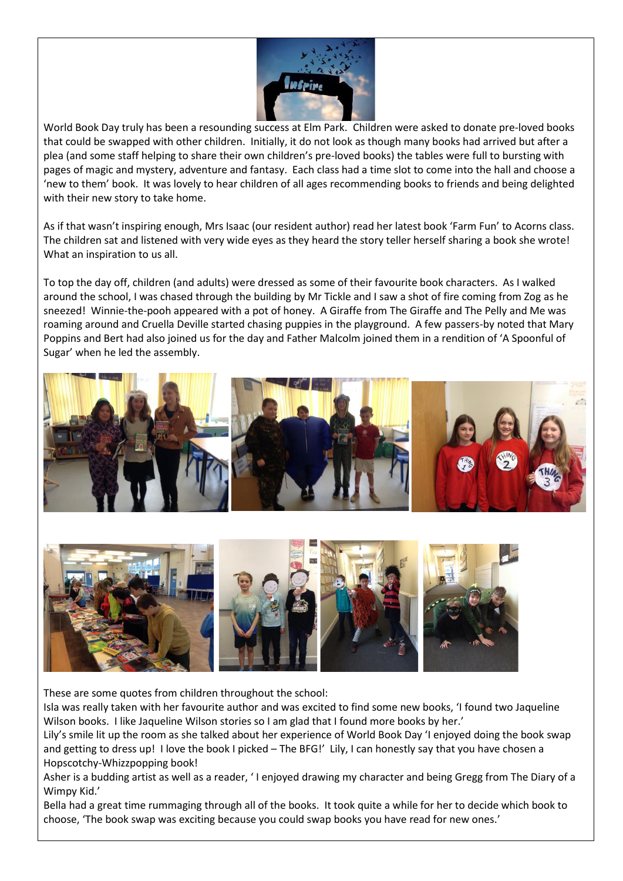World Book Day truly has been a resounding success at Elm Park. Children were asked to donate pre-loved books that could be swapped with other children. Initially, it do not look as though many books had arrived but after a plea (and some staff helping to share their own children's pre-loved books) the tables were full to bursting with pages of magic and mystery, adventure and fantasy. Each class had a time slot to come into the hall and choose a 'new to them' book. It was lovely to hear children of all ages recommending books to friends and being delighted with their new story to take home.

As if that wasn't inspiring enough, Mrs Isaac (our resident author) read her latest book 'Farm Fun' to Acorns class. The children sat and listened with very wide eyes as they heard the story teller herself sharing a book she wrote! What an inspiration to us all.

To top the day off, children (and adults) were dressed as some of their favourite book characters. As I walked around the school, I was chased through the building by Mr Tickle and I saw a shot of fire coming from Zog as he sneezed! Winnie-the-pooh appeared with a pot of honey. A Giraffe from The Giraffe and The Pelly and Me was roaming around and Cruella Deville started chasing puppies in the playground. A few passers-by noted that Mary Poppins and Bert had also joined us for the day and Father Malcolm joined them in a rendition of 'A Spoonful of Sugar' when he led the assembly.

These are some quotes from children throughout the school:

Isla was really taken with her favourite author and was excited to find some new books, 'I found two Jaqueline Wilson books. I like Jaqueline Wilson stories so I am glad that I found more books by her.'

Lily's smile lit up the room as she talked about her experience of World Book Day 'I enjoyed doing the book swap and getting to dress up! I love the book I picked – The BFG!' Lily, I can honestly say that you have chosen a Hopscotchy-Whizzpopping book!

Asher is a budding artist as well as a reader, ' I enjoyed drawing my character and being Gregg from The Diary of a Wimpy Kid.'

Bella had a great time rummaging through all of the books. It took quite a while for her to decide which book to choose, 'The book swap was exciting because you could swap books you have read for new ones.'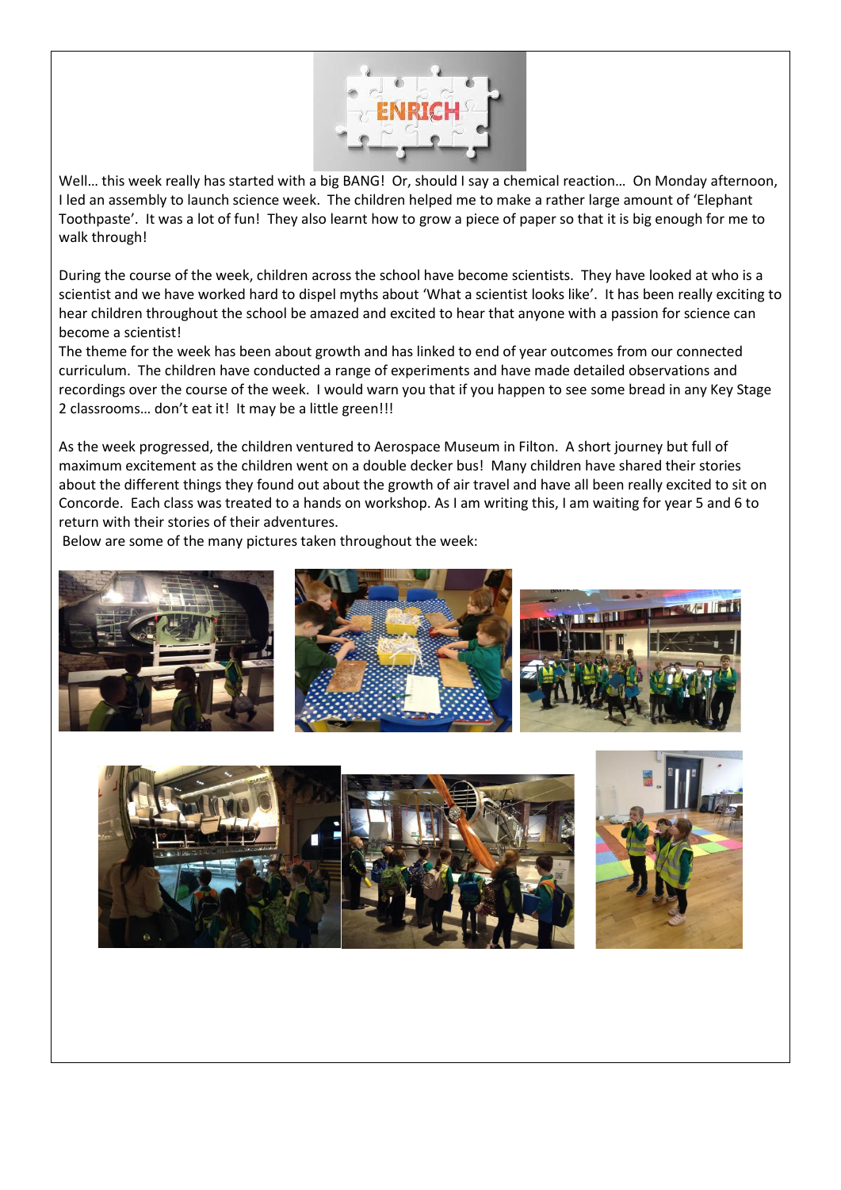Well… this week really has started with a big BANG! Or, should I say a chemical reaction… On Monday afternoon, I led an assembly to launch science week. The children helped me to make a rather large amount of 'Elephant Toothpaste'. It was a lot of fun! They also learnt how to grow a piece of paper so that it is big enough for me to walk through!

During the course of the week, children across the school have become scientists. They have looked at who is a scientist and we have worked hard to dispel myths about 'What a scientist looks like'. It has been really exciting to hear children throughout the school be amazed and excited to hear that anyone with a passion for science can become a scientist!

The theme for the week has been about growth and has linked to end of year outcomes from our connected curriculum. The children have conducted a range of experiments and have made detailed observations and recordings over the course of the week. I would warn you that if you happen to see some bread in any Key Stage 2 classrooms… don't eat it! It may be a little green!!!

As the week progressed, the children ventured to Aerospace Museum in Filton. A short journey but full of maximum excitement as the children went on a double decker bus! Many children have shared their stories about the different things they found out about the growth of air travel and have all been really excited to sit on Concorde. Each class was treated to a hands on workshop. As I am writing this, I am waiting for year 5 and 6 to return with their stories of their adventures.

Below are some of the many pictures taken throughout the week: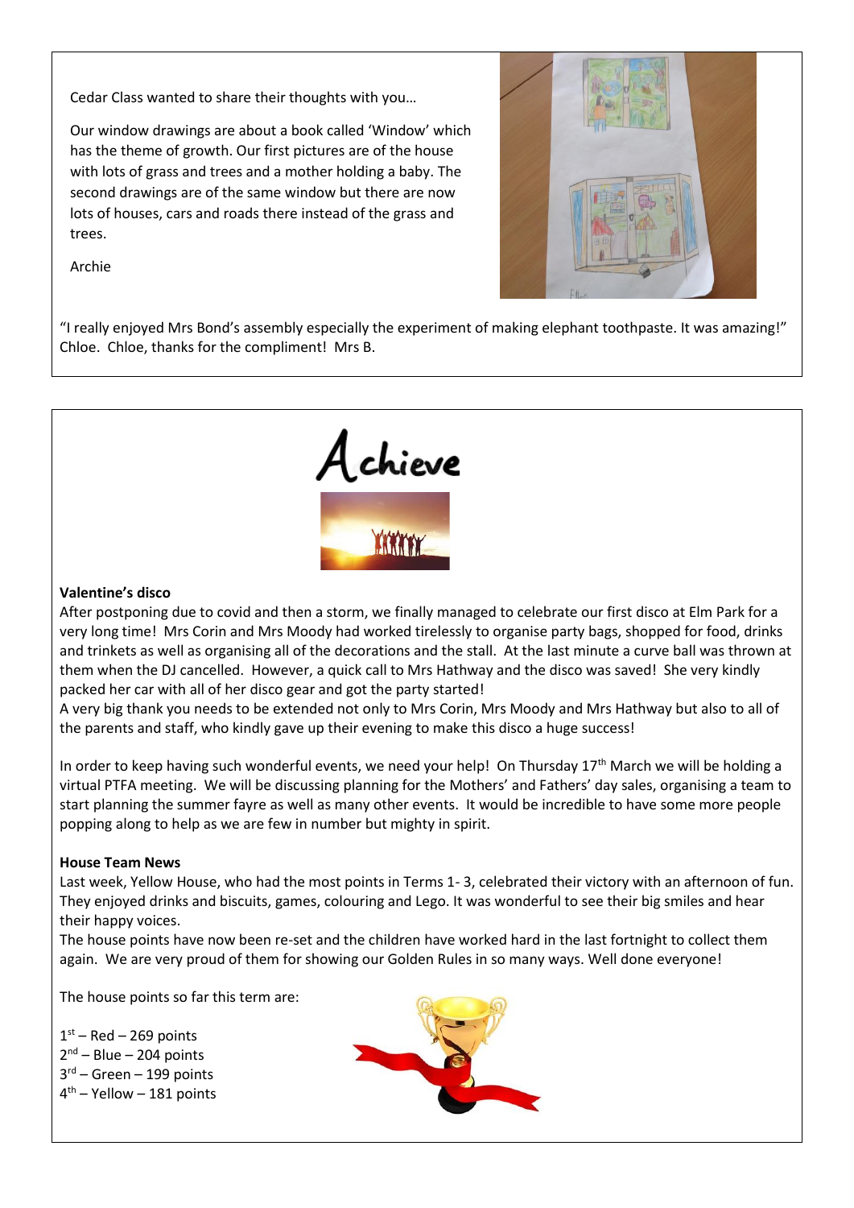Cedar Class wanted to share their thoughts with you…

Our window drawings are about a book called 'Window' which has the theme of growth. Our first pictures are of the house with lots of grass and trees and a mother holding a baby. The second drawings are of the same window but there are now lots of houses, cars and roads there instead of the grass and trees.

Archie

"I really enjoyed Mrs Bond's assembly especially the experiment of making elephant toothpaste. It was amazing!" Chloe. Chloe, thanks for the compliment! Mrs B.

# Achieve

**Valentine's disco**

After postponing due to covid and then a storm, we finally managed to celebrate our first disco at Elm Park for a very long time! Mrs Corin and Mrs Moody had worked tirelessly to organise party bags, shopped for food, drinks and trinkets as well as organising all of the decorations and the stall. At the last minute a curve ball was thrown at them when the DJ cancelled. However, a quick call to Mrs Hathway and the disco was saved! She very kindly packed her car with all of her disco gear and got the party started!

A very big thank you needs to be extended not only to Mrs Corin, Mrs Moody and Mrs Hathway but also to all of the parents and staff, who kindly gave up their evening to make this disco a huge success!

In order to keep having such wonderful events, we need your help! On Thursday 17th March we will be holding a virtual PTFA meeting. We will be discussing planning for the Mothers' and Fathers' day sales, organising a team to start planning the summer fayre as well as many other events. It would be incredible to have some more people popping along to help as we are few in number but mighty in spirit.

**House Team News**

Last week, Yellow House, who had the most points in Terms 1- 3, celebrated their victory with an afternoon of fun. They enjoyed drinks and biscuits, games, colouring and Lego. It was wonderful to see their big smiles and hear their happy voices.

The house points have now been re-set and the children have worked hard in the last fortnight to collect them again. We are very proud of them for showing our Golden Rules in so many ways. Well done everyone!

The house points so far this term are:

1st – Red – 269 points
2nd – Blue – 204 points
3rd – Green – 199 points
4th – Yellow – 181 points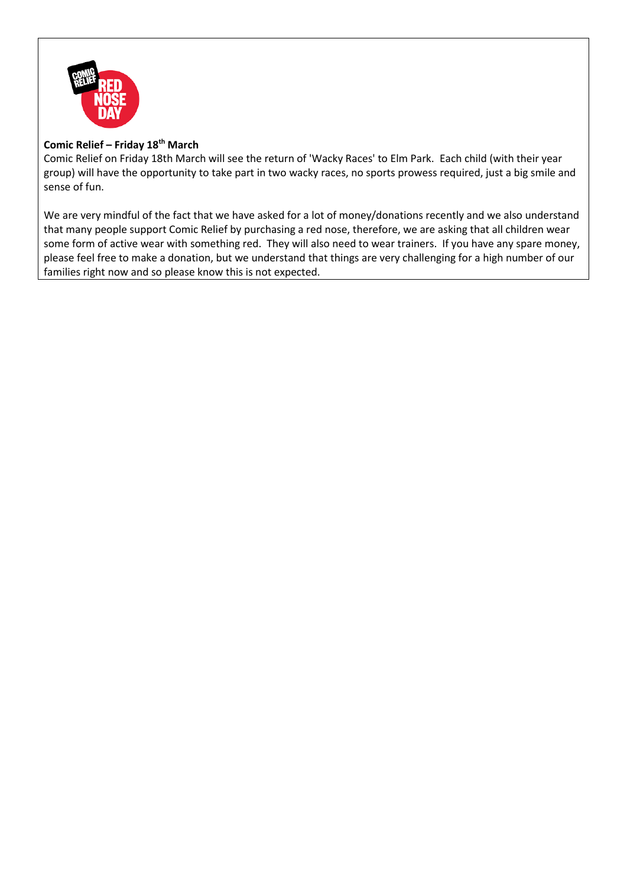**Comic Relief – Friday 18th March**

Comic Relief on Friday 18th March will see the return of 'Wacky Races' to Elm Park. Each child (with their year group) will have the opportunity to take part in two wacky races, no sports prowess required, just a big smile and sense of fun.

We are very mindful of the fact that we have asked for a lot of money/donations recently and we also understand that many people support Comic Relief by purchasing a red nose, therefore, we are asking that all children wear some form of active wear with something red. They will also need to wear trainers. If you have any spare money, please feel free to make a donation, but we understand that things are very challenging for a high number of our families right now and so please know this is not expected.